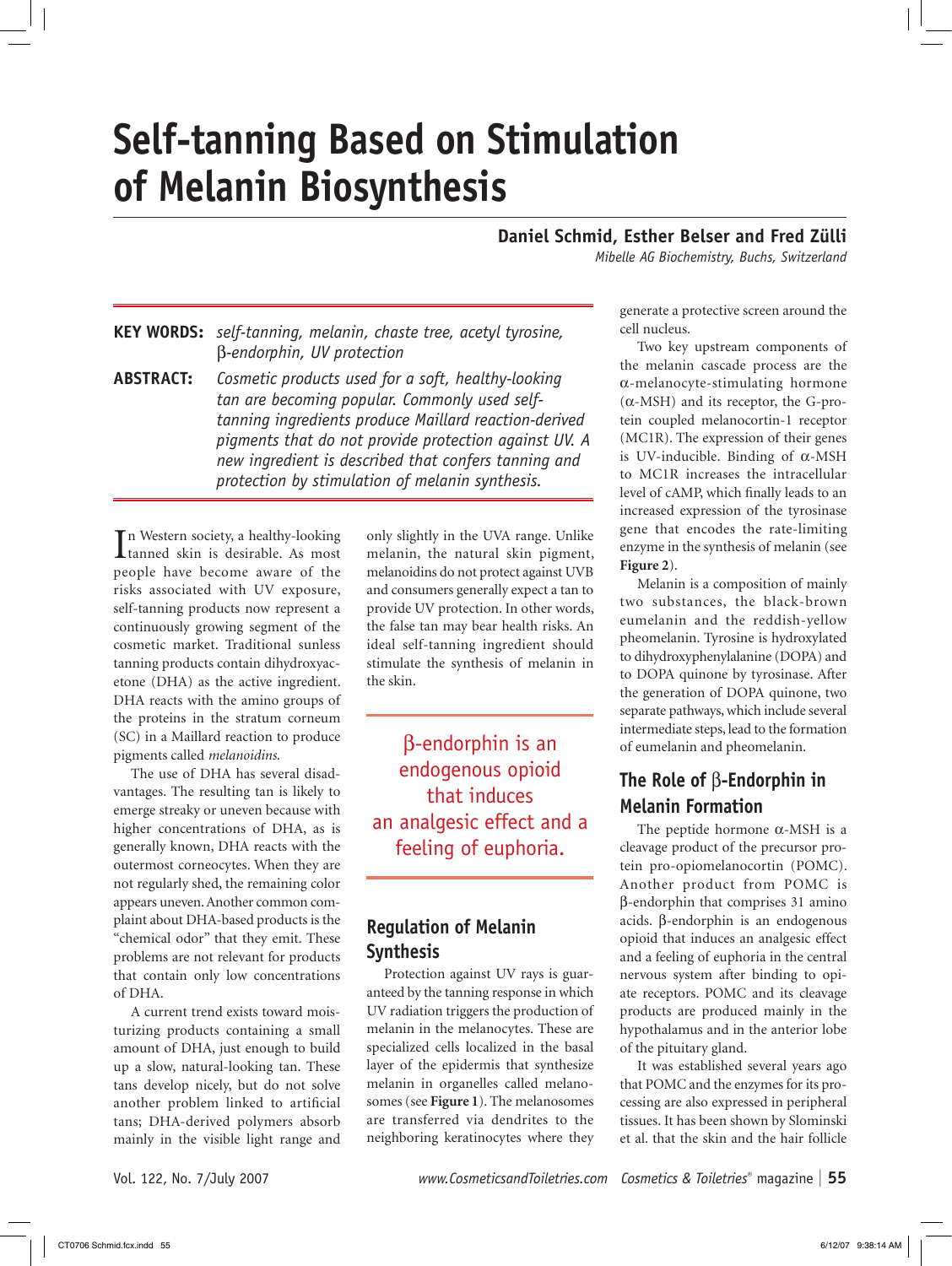# Self-tanning Based on Stimulation of Melanin Biosynthesis

**Daniel Schmid, Esther Belser and Fred Zülli**

*Mibelle AG Biochemistry, Buchs, Switzerland*

**KEY WORDS:** *self-tanning, melanin, chaste tree, acetyl tyrosine, β-endorphin, UV protection*

**ABSTRACT:** *Cosmetic products used for a soft, healthy-looking tan are becoming popular. Commonly used self-tanning ingredients produce Maillard reaction-derived pigments that do not provide protection against UV. A new ingredient is described that confers tanning and protection by stimulation of melanin synthesis.*

In Western society, a healthy-looking tanned skin is desirable. As most people have become aware of the risks associated with UV exposure, self-tanning products now represent a continuously growing segment of the cosmetic market. Traditional sunless tanning products contain dihydroxyacetone (DHA) as the active ingredient. DHA reacts with the amino groups of the proteins in the stratum corneum (SC) in a Maillard reaction to produce pigments called *melanoidins.*

The use of DHA has several disadvantages. The resulting tan is likely to emerge streaky or uneven because with higher concentrations of DHA, as is generally known, DHA reacts with the outermost corneocytes. When they are not regularly shed, the remaining color appears uneven. Another common complaint about DHA-based products is the "chemical odor" that they emit. These problems are not relevant for products that contain only low concentrations of DHA.

A current trend exists toward moisturizing products containing a small amount of DHA, just enough to build up a slow, natural-looking tan. These tans develop nicely, but do not solve another problem linked to artificial tans; DHA-derived polymers absorb mainly in the visible light range and only slightly in the UVA range. Unlike melanin, the natural skin pigment, melanoidins do not protect against UVB and consumers generally expect a tan to provide UV protection. In other words, the false tan may bear health risks. An ideal self-tanning ingredient should stimulate the synthesis of melanin in the skin.

> β-endorphin is an endogenous opioid that induces an analgesic effect and a feeling of euphoria.

## Regulation of Melanin Synthesis

Protection against UV rays is guaranteed by the tanning response in which UV radiation triggers the production of melanin in the melanocytes. These are specialized cells localized in the basal layer of the epidermis that synthesize melanin in organelles called melanosomes (see **Figure 1**). The melanosomes are transferred via dendrites to the neighboring keratinocytes where they generate a protective screen around the cell nucleus.

Two key upstream components of the melanin cascade process are the α-melanocyte-stimulating hormone (α-MSH) and its receptor, the G-protein coupled melanocortin-1 receptor (MC1R). The expression of their genes is UV-inducible. Binding of α-MSH to MC1R increases the intracellular level of cAMP, which finally leads to an increased expression of the tyrosinase gene that encodes the rate-limiting enzyme in the synthesis of melanin (see **Figure 2**).

Melanin is a composition of mainly two substances, the black-brown eumelanin and the reddish-yellow pheomelanin. Tyrosine is hydroxylated to dihydroxyphenylalanine (DOPA) and to DOPA quinone by tyrosinase. After the generation of DOPA quinone, two separate pathways, which include several intermediate steps, lead to the formation of eumelanin and pheomelanin.

## The Role of β-Endorphin in Melanin Formation

The peptide hormone α-MSH is a cleavage product of the precursor protein pro-opiomelanocortin (POMC). Another product from POMC is β-endorphin that comprises 31 amino acids. β-endorphin is an endogenous opioid that induces an analgesic effect and a feeling of euphoria in the central nervous system after binding to opiate receptors. POMC and its cleavage products are produced mainly in the hypothalamus and in the anterior lobe of the pituitary gland.

It was established several years ago that POMC and the enzymes for its processing are also expressed in peripheral tissues. It has been shown by Slominski et al. that the skin and the hair follicle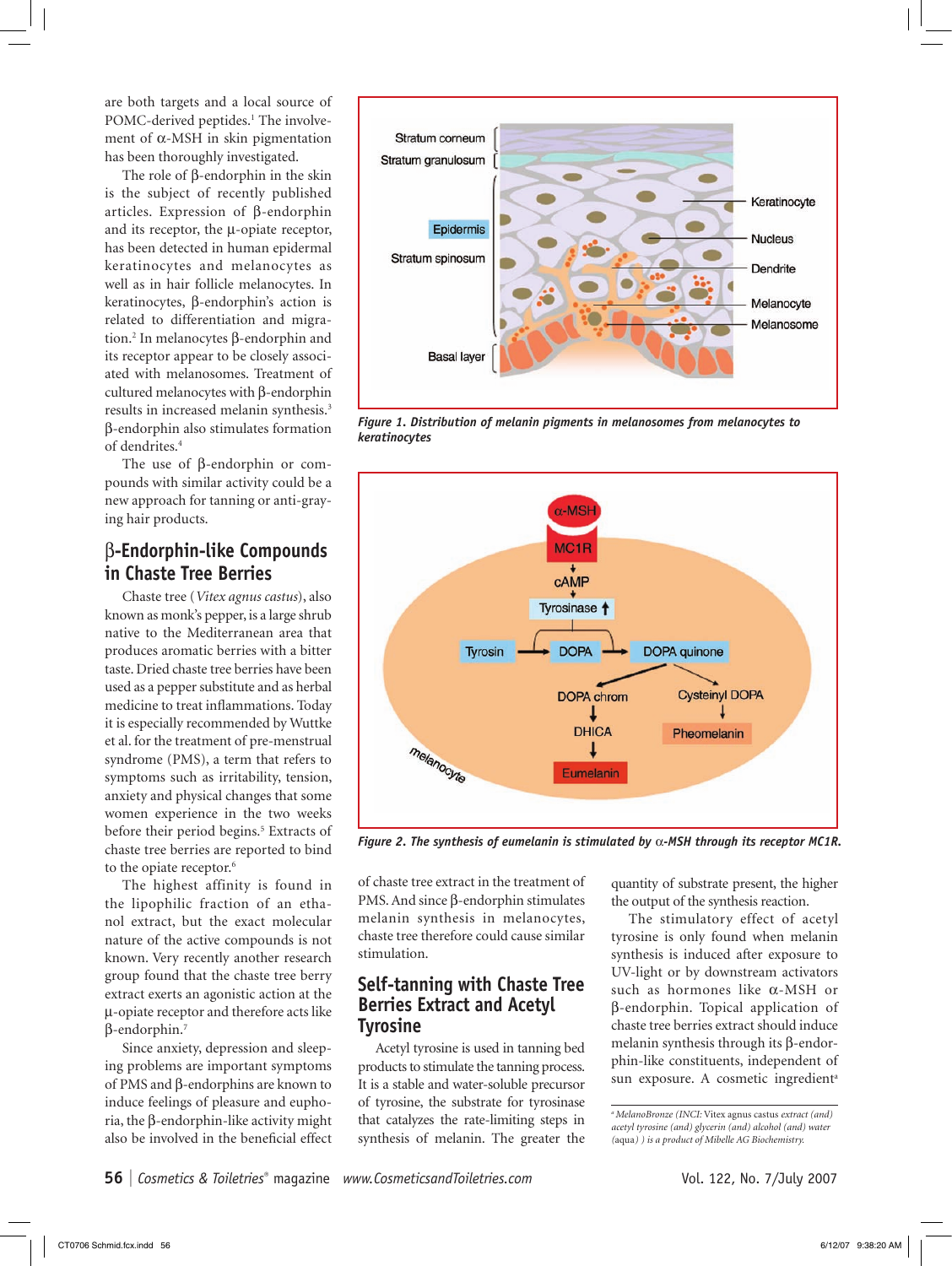are both targets and a local source of POMC-derived peptides.[1] The involvement of α-MSH in skin pigmentation has been thoroughly investigated.

The role of β-endorphin in the skin is the subject of recently published articles. Expression of β-endorphin and its receptor, the μ-opiate receptor, has been detected in human epidermal keratinocytes and melanocytes as well as in hair follicle melanocytes. In keratinocytes, β-endorphin's action is related to differentiation and migration.[2] In melanocytes β-endorphin and its receptor appear to be closely associated with melanosomes. Treatment of cultured melanocytes with β-endorphin results in increased melanin synthesis.[3] β-endorphin also stimulates formation of dendrites.[4]

The use of β-endorphin or compounds with similar activity could be a new approach for tanning or anti-graying hair products.

## β-Endorphin-like Compounds in Chaste Tree Berries

Chaste tree (*Vitex agnus castus*), also known as monk's pepper, is a large shrub native to the Mediterranean area that produces aromatic berries with a bitter taste. Dried chaste tree berries have been used as a pepper substitute and as herbal medicine to treat inflammations. Today it is especially recommended by Wuttke et al. for the treatment of pre-menstrual syndrome (PMS), a term that refers to symptoms such as irritability, tension, anxiety and physical changes that some women experience in the two weeks before their period begins.[5] Extracts of chaste tree berries are reported to bind to the opiate receptor.[6]

The highest affinity is found in the lipophilic fraction of an ethanol extract, but the exact molecular nature of the active compounds is not known. Very recently another research group found that the chaste tree berry extract exerts an agonistic action at the μ-opiate receptor and therefore acts like β-endorphin.[7]

Since anxiety, depression and sleeping problems are important symptoms of PMS and β-endorphins are known to induce feelings of pleasure and euphoria, the β-endorphin-like activity might also be involved in the beneficial effect of chaste tree extract in the treatment of PMS. And since β-endorphin stimulates melanin synthesis in melanocytes, chaste tree therefore could cause similar stimulation.

*Figure 1. Distribution of melanin pigments in melanosomes from melanocytes to keratinocytes*

*Figure 2. The synthesis of eumelanin is stimulated by α-MSH through its receptor MC1R.*

## Self-tanning with Chaste Tree Berries Extract and Acetyl Tyrosine

Acetyl tyrosine is used in tanning bed products to stimulate the tanning process. It is a stable and water-soluble precursor of tyrosine, the substrate for tyrosinase that catalyzes the rate-limiting steps in synthesis of melanin. The greater the quantity of substrate present, the higher the output of the synthesis reaction.

The stimulatory effect of acetyl tyrosine is only found when melanin synthesis is induced after exposure to UV-light or by downstream activators such as hormones like α-MSH or β-endorphin. Topical application of chaste tree berries extract should induce melanin synthesis through its β-endorphin-like constituents, independent of sun exposure. A cosmetic ingredient[a]

---

[a] *MelanoBronze (INCI:* Vitex agnus castus *extract (and) acetyl tyrosine (and) glycerin (and) alcohol (and) water (aqua) ) is a product of Mibelle AG Biochemistry.*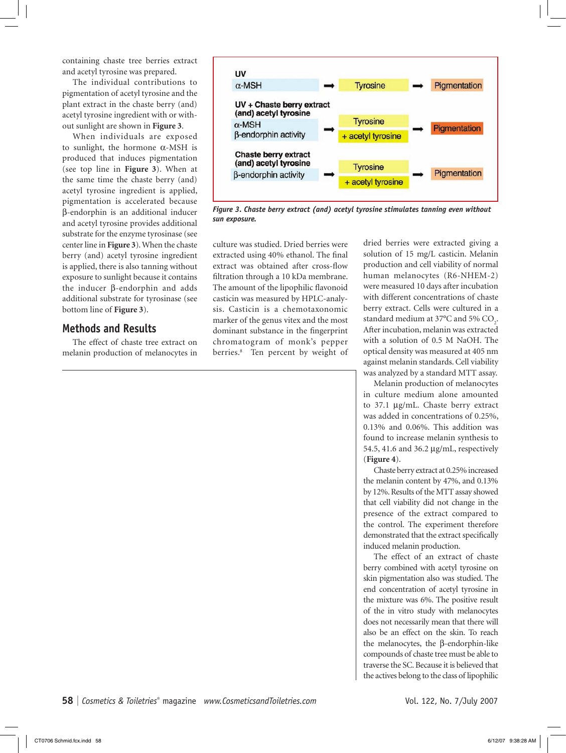containing chaste tree berries extract and acetyl tyrosine was prepared.

The individual contributions to pigmentation of acetyl tyrosine and the plant extract in the chaste berry (and) acetyl tyrosine ingredient with or without sunlight are shown in **Figure 3**.

When individuals are exposed to sunlight, the hormone α-MSH is produced that induces pigmentation (see top line in **Figure 3**). When at the same time the chaste berry (and) acetyl tyrosine ingredient is applied, pigmentation is accelerated because β-endorphin is an additional inducer and acetyl tyrosine provides additional substrate for the enzyme tyrosinase (see center line in **Figure 3**). When the chaste berry (and) acetyl tyrosine ingredient is applied, there is also tanning without exposure to sunlight because it contains the inducer β-endorphin and adds additional substrate for tyrosinase (see bottom line of **Figure 3**).

| Condition | Inducer | | Substrate | | Result |
|---|---|---|---|---|---|
| **UV** | α-MSH | ➡ | Tyrosine | ➡ | Pigmentation |
| **UV + Chaste berry extract (and) acetyl tyrosine** | α-MSH, β-endorphin activity | ➡ | Tyrosine + acetyl tyrosine | ➡ | Pigmentation |
| **Chaste berry extract (and) acetyl tyrosine** | β-endorphin activity | ➡ | Tyrosine + acetyl tyrosine | ➡ | Pigmentation |

*Figure 3. Chaste berry extract (and) acetyl tyrosine stimulates tanning even without sun exposure.*

## Methods and Results

The effect of chaste tree extract on melanin production of melanocytes in culture was studied. Dried berries were extracted using 40% ethanol. The final extract was obtained after cross-flow filtration through a 10 kDa membrane. The amount of the lipophilic flavonoid casticin was measured by HPLC-analysis. Casticin is a chemotaxonomic marker of the genus vitex and the most dominant substance in the fingerprint chromatogram of monk's pepper berries.[8] Ten percent by weight of dried berries were extracted giving a solution of 15 mg/L casticin. Melanin production and cell viability of normal human melanocytes (R6-NHEM-2) were measured 10 days after incubation with different concentrations of chaste berry extract. Cells were cultured in a standard medium at 37°C and 5% $CO_2$. After incubation, melanin was extracted with a solution of 0.5 M NaOH. The optical density was measured at 405 nm against melanin standards. Cell viability was analyzed by a standard MTT assay.

Melanin production of melanocytes in culture medium alone amounted to 37.1 µg/mL. Chaste berry extract was added in concentrations of 0.25%, 0.13% and 0.06%. This addition was found to increase melanin synthesis to 54.5, 41.6 and 36.2 µg/mL, respectively (**Figure 4**).

Chaste berry extract at 0.25% increased the melanin content by 47%, and 0.13% by 12%. Results of the MTT assay showed that cell viability did not change in the presence of the extract compared to the control. The experiment therefore demonstrated that the extract specifically induced melanin production.

The effect of an extract of chaste berry combined with acetyl tyrosine on skin pigmentation also was studied. The end concentration of acetyl tyrosine in the mixture was 6%. The positive result of the in vitro study with melanocytes does not necessarily mean that there will also be an effect on the skin. To reach the melanocytes, the β-endorphin-like compounds of chaste tree must be able to traverse the SC. Because it is believed that the actives belong to the class of lipophilic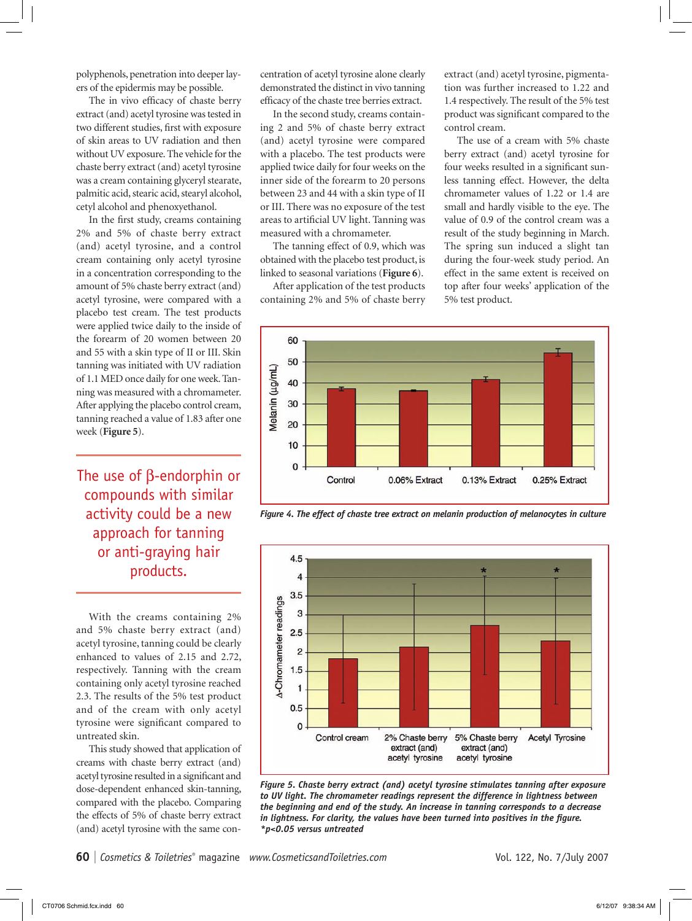polyphenols, penetration into deeper layers of the epidermis may be possible.

The in vivo efficacy of chaste berry extract (and) acetyl tyrosine was tested in two different studies, first with exposure of skin areas to UV radiation and then without UV exposure. The vehicle for the chaste berry extract (and) acetyl tyrosine was a cream containing glyceryl stearate, palmitic acid, stearic acid, stearyl alcohol, cetyl alcohol and phenoxyethanol.

In the first study, creams containing 2% and 5% of chaste berry extract (and) acetyl tyrosine, and a control cream containing only acetyl tyrosine in a concentration corresponding to the amount of 5% chaste berry extract (and) acetyl tyrosine, were compared with a placebo test cream. The test products were applied twice daily to the inside of the forearm of 20 women between 20 and 55 with a skin type of II or III. Skin tanning was initiated with UV radiation of 1.1 MED once daily for one week. Tanning was measured with a chromameter. After applying the placebo control cream, tanning reached a value of 1.83 after one week (**Figure 5**).

> The use of β-endorphin or compounds with similar activity could be a new approach for tanning or anti-graying hair products.

With the creams containing 2% and 5% chaste berry extract (and) acetyl tyrosine, tanning could be clearly enhanced to values of 2.15 and 2.72, respectively. Tanning with the cream containing only acetyl tyrosine reached 2.3. The results of the 5% test product and of the cream with only acetyl tyrosine were significant compared to untreated skin.

This study showed that application of creams with chaste berry extract (and) acetyl tyrosine resulted in a significant and dose-dependent enhanced skin-tanning, compared with the placebo. Comparing the effects of 5% of chaste berry extract (and) acetyl tyrosine with the same concentration of acetyl tyrosine alone clearly demonstrated the distinct in vivo tanning efficacy of the chaste tree berries extract.

In the second study, creams containing 2 and 5% of chaste berry extract (and) acetyl tyrosine were compared with a placebo. The test products were applied twice daily for four weeks on the inner side of the forearm to 20 persons between 23 and 44 with a skin type of II or III. There was no exposure of the test areas to artificial UV light. Tanning was measured with a chromameter.

The tanning effect of 0.9, which was obtained with the placebo test product, is linked to seasonal variations (**Figure 6**).

After application of the test products containing 2% and 5% of chaste berry extract (and) acetyl tyrosine, pigmentation was further increased to 1.22 and 1.4 respectively. The result of the 5% test product was significant compared to the control cream.

The use of a cream with 5% chaste berry extract (and) acetyl tyrosine for four weeks resulted in a significant sunless tanning effect. However, the delta chromameter values of 1.22 or 1.4 are small and hardly visible to the eye. The value of 0.9 of the control cream was a result of the study beginning in March. The spring sun induced a slight tan during the four-week study period. An effect in the same extent is received on top after four weeks' application of the 5% test product.

*Figure 4. The effect of chaste tree extract on melanin production of melanocytes in culture*

*Figure 5. Chaste berry extract (and) acetyl tyrosine stimulates tanning after exposure to UV light. The chromameter readings represent the difference in lightness between the beginning and end of the study. An increase in tanning corresponds to a decrease in lightness. For clarity, the values have been turned into positives in the figure. *p<0.05 versus untreated*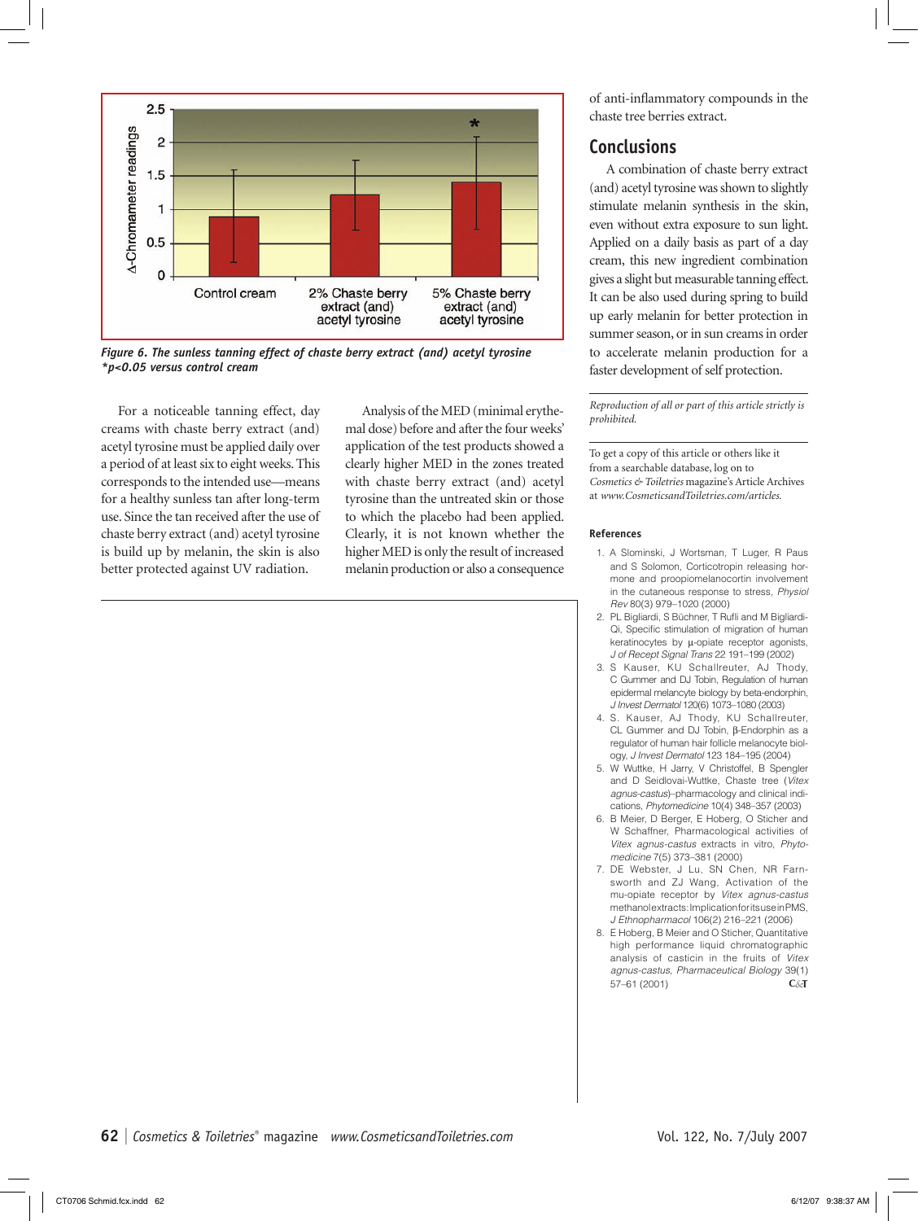2.5
2
1.5
1
0.5
0
Δ-Chromameter readings
*
Control cream
2% Chaste berry extract (and) acetyl tyrosine
5% Chaste berry extract (and) acetyl tyrosine

*Figure 6. The sunless tanning effect of chaste berry extract (and) acetyl tyrosine*
*\*p<0.05 versus control cream*

For a noticeable tanning effect, day creams with chaste berry extract (and) acetyl tyrosine must be applied daily over a period of at least six to eight weeks. This corresponds to the intended use—means for a healthy sunless tan after long-term use. Since the tan received after the use of chaste berry extract (and) acetyl tyrosine is build up by melanin, the skin is also better protected against UV radiation.

Analysis of the MED (minimal erythemal dose) before and after the four weeks' application of the test products showed a clearly higher MED in the zones treated with chaste berry extract (and) acetyl tyrosine than the untreated skin or those to which the placebo had been applied. Clearly, it is not known whether the higher MED is only the result of increased melanin production or also a consequence of anti-inflammatory compounds in the chaste tree berries extract.

## Conclusions

A combination of chaste berry extract (and) acetyl tyrosine was shown to slightly stimulate melanin synthesis in the skin, even without extra exposure to sun light. Applied on a daily basis as part of a day cream, this new ingredient combination gives a slight but measurable tanning effect. It can be also used during spring to build up early melanin for better protection in summer season, or in sun creams in order to accelerate melanin production for a faster development of self protection.

*Reproduction of all or part of this article strictly is prohibited.*

To get a copy of this article or others like it from a searchable database, log on to *Cosmetics & Toiletries* magazine's Article Archives at *www.CosmeticsandToiletries.com/articles.*

### References

1. A Slominski, J Wortsman, T Luger, R Paus and S Solomon, Corticotropin releasing hormone and proopiomelanocortin involvement in the cutaneous response to stress, *Physiol Rev* 80(3) 979–1020 (2000)
2. PL Bigliardi, S Büchner, T Rufli and M Bigliardi-Qi, Specific stimulation of migration of human keratinocytes by μ-opiate receptor agonists, *J of Recept Signal Trans* 22 191–199 (2002)
3. S Kauser, KU Schallreuter, AJ Thody, C Gummer and DJ Tobin, Regulation of human epidermal melanocyte biology by beta-endorphin, *J Invest Dermatol* 120(6) 1073–1080 (2003)
4. S. Kauser, AJ Thody, KU Schallreuter, CL Gummer and DJ Tobin, β-Endorphin as a regulator of human hair follicle melanocyte biology, *J Invest Dermatol* 123 184–195 (2004)
5. W Wuttke, H Jarry, V Christoffel, B Spengler and D Seidlovai-Wuttke, Chaste tree (*Vitex agnus-castus*)–pharmacology and clinical indications, *Phytomedicine* 10(4) 348–357 (2003)
6. B Meier, D Berger, E Hoberg, O Sticher and W Schaffner, Pharmacological activities of *Vitex agnus-castus* extracts in vitro, *Phytomedicine* 7(5) 373–381 (2000)
7. DE Webster, J Lu, SN Chen, NR Farnsworth and ZJ Wang, Activation of the mu-opiate receptor by *Vitex agnus-castus* methanol extracts: Implication for its use in PMS, *J Ethnopharmacol* 106(2) 216–221 (2006)
8. E Hoberg, B Meier and O Sticher, Quantitative high performance liquid chromatographic analysis of casticin in the fruits of *Vitex agnus-castus*, *Pharmaceutical Biology* 39(1) 57–61 (2001)

C&T